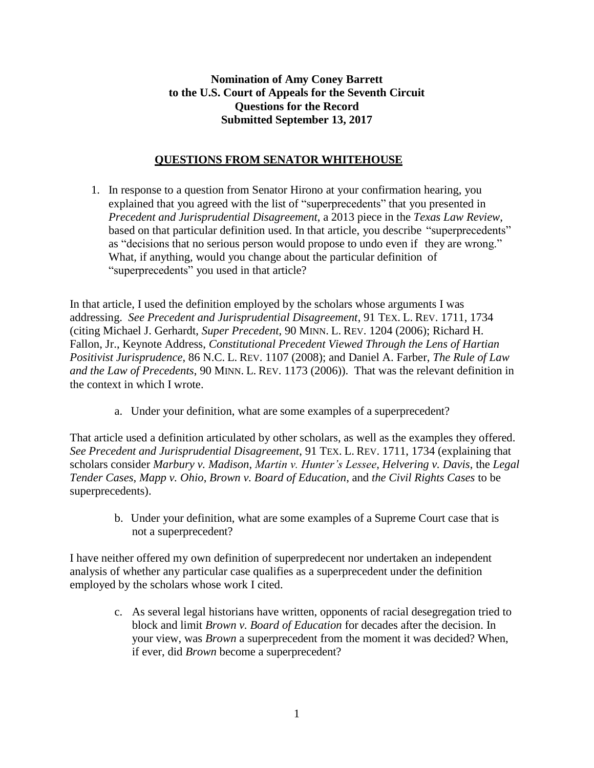**Nomination of Amy Coney Barrett**
**to the U.S. Court of Appeals for the Seventh Circuit**
**Questions for the Record**
**Submitted September 13, 2017**

## QUESTIONS FROM SENATOR WHITEHOUSE

1. In response to a question from Senator Hirono at your confirmation hearing, you explained that you agreed with the list of "superprecedents" that you presented in *Precedent and Jurisprudential Disagreement*, a 2013 piece in the *Texas Law Review*, based on that particular definition used. In that article, you describe "superprecedents" as "decisions that no serious person would propose to undo even if they are wrong." What, if anything, would you change about the particular definition of "superprecedents" you used in that article?

In that article, I used the definition employed by the scholars whose arguments I was addressing. *See Precedent and Jurisprudential Disagreement*, 91 TEX. L. REV. 1711, 1734 (citing Michael J. Gerhardt, *Super Precedent*, 90 MINN. L. REV. 1204 (2006); Richard H. Fallon, Jr., Keynote Address, *Constitutional Precedent Viewed Through the Lens of Hartian Positivist Jurisprudence*, 86 N.C. L. REV. 1107 (2008); and Daniel A. Farber, *The Rule of Law and the Law of Precedents*, 90 MINN. L. REV. 1173 (2006)). That was the relevant definition in the context in which I wrote.

   a. Under your definition, what are some examples of a superprecedent?

That article used a definition articulated by other scholars, as well as the examples they offered. *See Precedent and Jurisprudential Disagreement*, 91 TEX. L. REV. 1711, 1734 (explaining that scholars consider *Marbury v. Madison*, *Martin v. Hunter's Lessee*, *Helvering v. Davis*, the *Legal Tender Cases*, *Mapp v. Ohio*, *Brown v. Board of Education*, and *the Civil Rights Cases* to be superprecedents).

   b. Under your definition, what are some examples of a Supreme Court case that is not a superprecedent?

I have neither offered my own definition of superpredecent nor undertaken an independent analysis of whether any particular case qualifies as a superprecedent under the definition employed by the scholars whose work I cited.

   c. As several legal historians have written, opponents of racial desegregation tried to block and limit *Brown v. Board of Education* for decades after the decision. In your view, was *Brown* a superprecedent from the moment it was decided? When, if ever, did *Brown* become a superprecedent?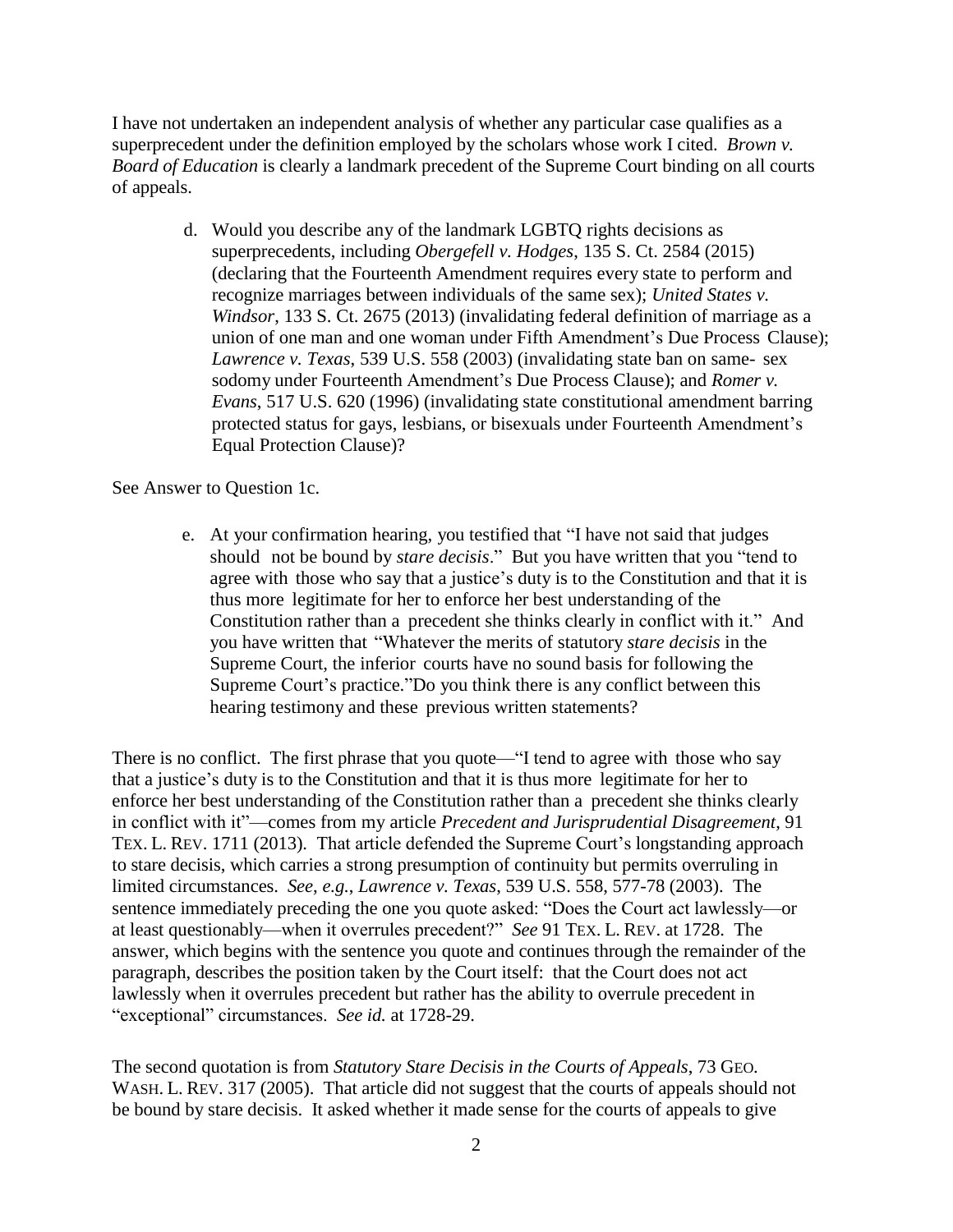I have not undertaken an independent analysis of whether any particular case qualifies as a superprecedent under the definition employed by the scholars whose work I cited. *Brown v. Board of Education* is clearly a landmark precedent of the Supreme Court binding on all courts of appeals.

> d. Would you describe any of the landmark LGBTQ rights decisions as superprecedents, including *Obergefell v. Hodges*, 135 S. Ct. 2584 (2015) (declaring that the Fourteenth Amendment requires every state to perform and recognize marriages between individuals of the same sex); *United States v. Windsor*, 133 S. Ct. 2675 (2013) (invalidating federal definition of marriage as a union of one man and one woman under Fifth Amendment's Due Process Clause); *Lawrence v. Texas*, 539 U.S. 558 (2003) (invalidating state ban on same- sex sodomy under Fourteenth Amendment's Due Process Clause); and *Romer v. Evans*, 517 U.S. 620 (1996) (invalidating state constitutional amendment barring protected status for gays, lesbians, or bisexuals under Fourteenth Amendment's Equal Protection Clause)?

See Answer to Question 1c.

> e. At your confirmation hearing, you testified that "I have not said that judges should not be bound by *stare decisis*." But you have written that you "tend to agree with those who say that a justice's duty is to the Constitution and that it is thus more legitimate for her to enforce her best understanding of the Constitution rather than a precedent she thinks clearly in conflict with it." And you have written that "Whatever the merits of statutory *stare decisis* in the Supreme Court, the inferior courts have no sound basis for following the Supreme Court's practice."Do you think there is any conflict between this hearing testimony and these previous written statements?

There is no conflict. The first phrase that you quote—"I tend to agree with those who say that a justice's duty is to the Constitution and that it is thus more legitimate for her to enforce her best understanding of the Constitution rather than a precedent she thinks clearly in conflict with it"—comes from my article *Precedent and Jurisprudential Disagreement*, 91 TEX. L. REV. 1711 (2013). That article defended the Supreme Court's longstanding approach to stare decisis, which carries a strong presumption of continuity but permits overruling in limited circumstances. *See, e.g.*, *Lawrence v. Texas*, 539 U.S. 558, 577-78 (2003). The sentence immediately preceding the one you quote asked: "Does the Court act lawlessly—or at least questionably—when it overrules precedent?" *See* 91 TEX. L. REV. at 1728. The answer, which begins with the sentence you quote and continues through the remainder of the paragraph, describes the position taken by the Court itself: that the Court does not act lawlessly when it overrules precedent but rather has the ability to overrule precedent in "exceptional" circumstances. *See id.* at 1728-29.

The second quotation is from *Statutory Stare Decisis in the Courts of Appeals*, 73 GEO. WASH. L. REV. 317 (2005). That article did not suggest that the courts of appeals should not be bound by stare decisis. It asked whether it made sense for the courts of appeals to give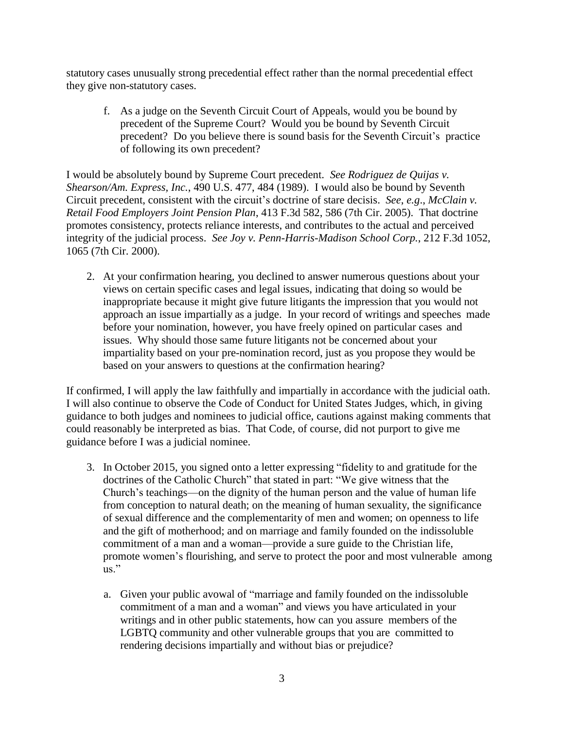statutory cases unusually strong precedential effect rather than the normal precedential effect they give non-statutory cases.

f. As a judge on the Seventh Circuit Court of Appeals, would you be bound by precedent of the Supreme Court? Would you be bound by Seventh Circuit precedent? Do you believe there is sound basis for the Seventh Circuit's practice of following its own precedent?

I would be absolutely bound by Supreme Court precedent. *See Rodriguez de Quijas v. Shearson/Am. Express, Inc.*, 490 U.S. 477, 484 (1989). I would also be bound by Seventh Circuit precedent, consistent with the circuit's doctrine of stare decisis. *See*, *e.g*., *McClain v. Retail Food Employers Joint Pension Plan*, 413 F.3d 582, 586 (7th Cir. 2005). That doctrine promotes consistency, protects reliance interests, and contributes to the actual and perceived integrity of the judicial process. *See Joy v. Penn-Harris-Madison School Corp.*, 212 F.3d 1052, 1065 (7th Cir. 2000).

2. At your confirmation hearing, you declined to answer numerous questions about your views on certain specific cases and legal issues, indicating that doing so would be inappropriate because it might give future litigants the impression that you would not approach an issue impartially as a judge. In your record of writings and speeches made before your nomination, however, you have freely opined on particular cases and issues. Why should those same future litigants not be concerned about your impartiality based on your pre-nomination record, just as you propose they would be based on your answers to questions at the confirmation hearing?

If confirmed, I will apply the law faithfully and impartially in accordance with the judicial oath. I will also continue to observe the Code of Conduct for United States Judges, which, in giving guidance to both judges and nominees to judicial office, cautions against making comments that could reasonably be interpreted as bias. That Code, of course, did not purport to give me guidance before I was a judicial nominee.

3. In October 2015, you signed onto a letter expressing "fidelity to and gratitude for the doctrines of the Catholic Church" that stated in part: "We give witness that the Church's teachings—on the dignity of the human person and the value of human life from conception to natural death; on the meaning of human sexuality, the significance of sexual difference and the complementarity of men and women; on openness to life and the gift of motherhood; and on marriage and family founded on the indissoluble commitment of a man and a woman—provide a sure guide to the Christian life, promote women's flourishing, and serve to protect the poor and most vulnerable among us."

   a. Given your public avowal of "marriage and family founded on the indissoluble commitment of a man and a woman" and views you have articulated in your writings and in other public statements, how can you assure members of the LGBTQ community and other vulnerable groups that you are committed to rendering decisions impartially and without bias or prejudice?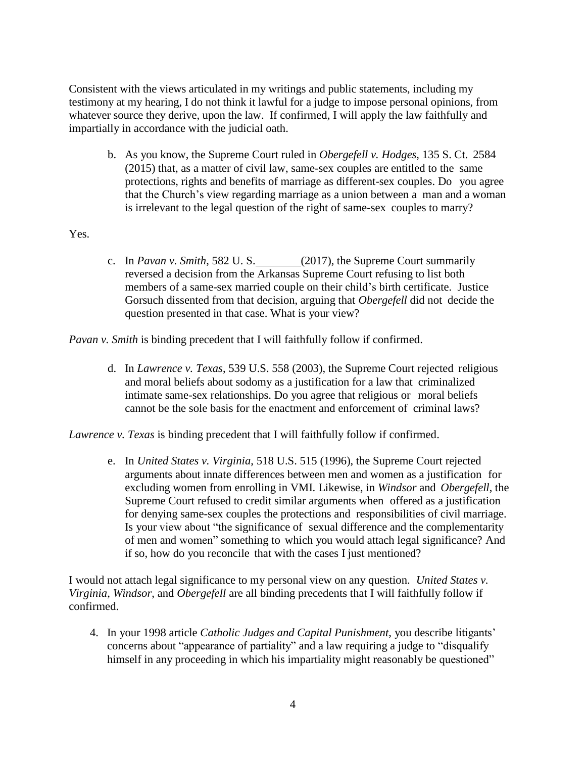Consistent with the views articulated in my writings and public statements, including my testimony at my hearing, I do not think it lawful for a judge to impose personal opinions, from whatever source they derive, upon the law. If confirmed, I will apply the law faithfully and impartially in accordance with the judicial oath.

b. As you know, the Supreme Court ruled in *Obergefell v. Hodges*, 135 S. Ct. 2584 (2015) that, as a matter of civil law, same-sex couples are entitled to the same protections, rights and benefits of marriage as different-sex couples. Do you agree that the Church's view regarding marriage as a union between a man and a woman is irrelevant to the legal question of the right of same-sex couples to marry?

Yes.

c. In *Pavan v. Smith*, 582 U. S.\_\_\_\_\_\_\_\_(2017), the Supreme Court summarily reversed a decision from the Arkansas Supreme Court refusing to list both members of a same-sex married couple on their child's birth certificate. Justice Gorsuch dissented from that decision, arguing that *Obergefell* did not decide the question presented in that case. What is your view?

*Pavan v. Smith* is binding precedent that I will faithfully follow if confirmed.

d. In *Lawrence v. Texas*, 539 U.S. 558 (2003), the Supreme Court rejected religious and moral beliefs about sodomy as a justification for a law that criminalized intimate same-sex relationships. Do you agree that religious or moral beliefs cannot be the sole basis for the enactment and enforcement of criminal laws?

*Lawrence v. Texas* is binding precedent that I will faithfully follow if confirmed.

e. In *United States v. Virginia*, 518 U.S. 515 (1996), the Supreme Court rejected arguments about innate differences between men and women as a justification for excluding women from enrolling in VMI. Likewise, in *Windsor* and *Obergefell*, the Supreme Court refused to credit similar arguments when offered as a justification for denying same-sex couples the protections and responsibilities of civil marriage. Is your view about "the significance of sexual difference and the complementarity of men and women" something to which you would attach legal significance? And if so, how do you reconcile that with the cases I just mentioned?

I would not attach legal significance to my personal view on any question. *United States v. Virginia*, *Windsor*, and *Obergefell* are all binding precedents that I will faithfully follow if confirmed.

4. In your 1998 article *Catholic Judges and Capital Punishment*, you describe litigants' concerns about "appearance of partiality" and a law requiring a judge to "disqualify himself in any proceeding in which his impartiality might reasonably be questioned"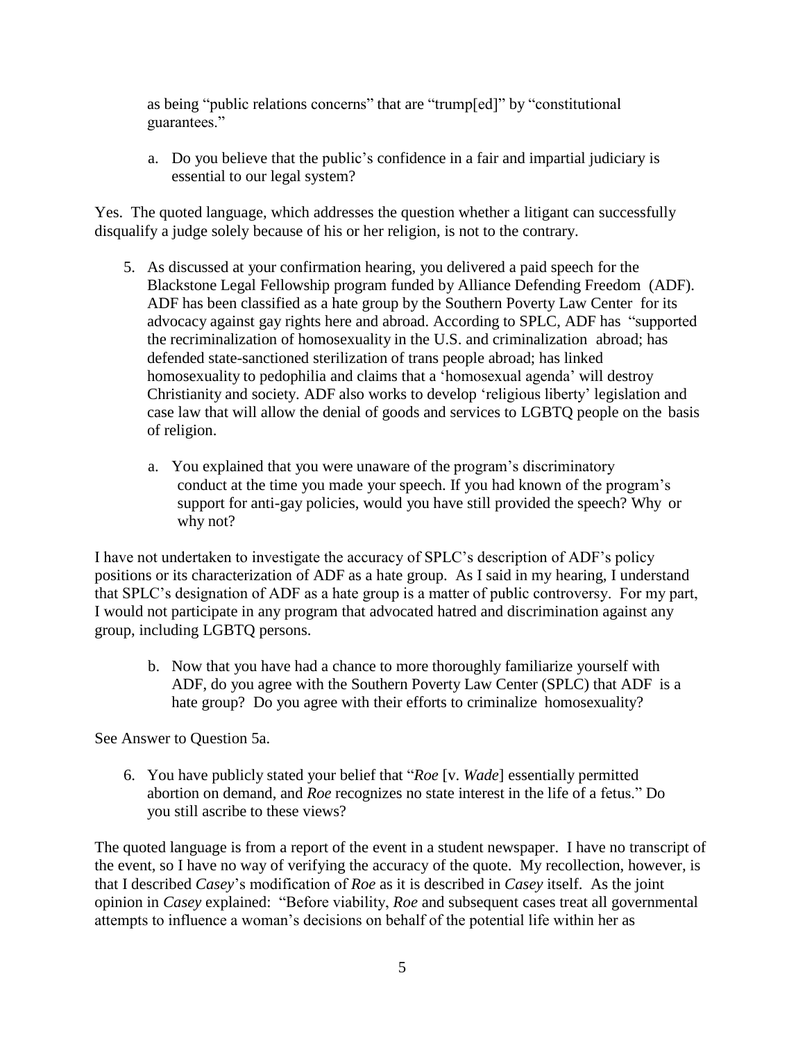as being "public relations concerns" that are "trump[ed]" by "constitutional guarantees."

a. Do you believe that the public's confidence in a fair and impartial judiciary is essential to our legal system?

Yes. The quoted language, which addresses the question whether a litigant can successfully disqualify a judge solely because of his or her religion, is not to the contrary.

5. As discussed at your confirmation hearing, you delivered a paid speech for the Blackstone Legal Fellowship program funded by Alliance Defending Freedom (ADF). ADF has been classified as a hate group by the Southern Poverty Law Center for its advocacy against gay rights here and abroad. According to SPLC, ADF has "supported the recriminalization of homosexuality in the U.S. and criminalization abroad; has defended state-sanctioned sterilization of trans people abroad; has linked homosexuality to pedophilia and claims that a 'homosexual agenda' will destroy Christianity and society. ADF also works to develop 'religious liberty' legislation and case law that will allow the denial of goods and services to LGBTQ people on the basis of religion.

   a. You explained that you were unaware of the program's discriminatory conduct at the time you made your speech. If you had known of the program's support for anti-gay policies, would you have still provided the speech? Why or why not?

I have not undertaken to investigate the accuracy of SPLC's description of ADF's policy positions or its characterization of ADF as a hate group. As I said in my hearing, I understand that SPLC's designation of ADF as a hate group is a matter of public controversy. For my part, I would not participate in any program that advocated hatred and discrimination against any group, including LGBTQ persons.

   b. Now that you have had a chance to more thoroughly familiarize yourself with ADF, do you agree with the Southern Poverty Law Center (SPLC) that ADF is a hate group? Do you agree with their efforts to criminalize homosexuality?

See Answer to Question 5a.

6. You have publicly stated your belief that "*Roe* [v. *Wade*] essentially permitted abortion on demand, and *Roe* recognizes no state interest in the life of a fetus." Do you still ascribe to these views?

The quoted language is from a report of the event in a student newspaper. I have no transcript of the event, so I have no way of verifying the accuracy of the quote. My recollection, however, is that I described *Casey*'s modification of *Roe* as it is described in *Casey* itself. As the joint opinion in *Casey* explained: "Before viability, *Roe* and subsequent cases treat all governmental attempts to influence a woman's decisions on behalf of the potential life within her as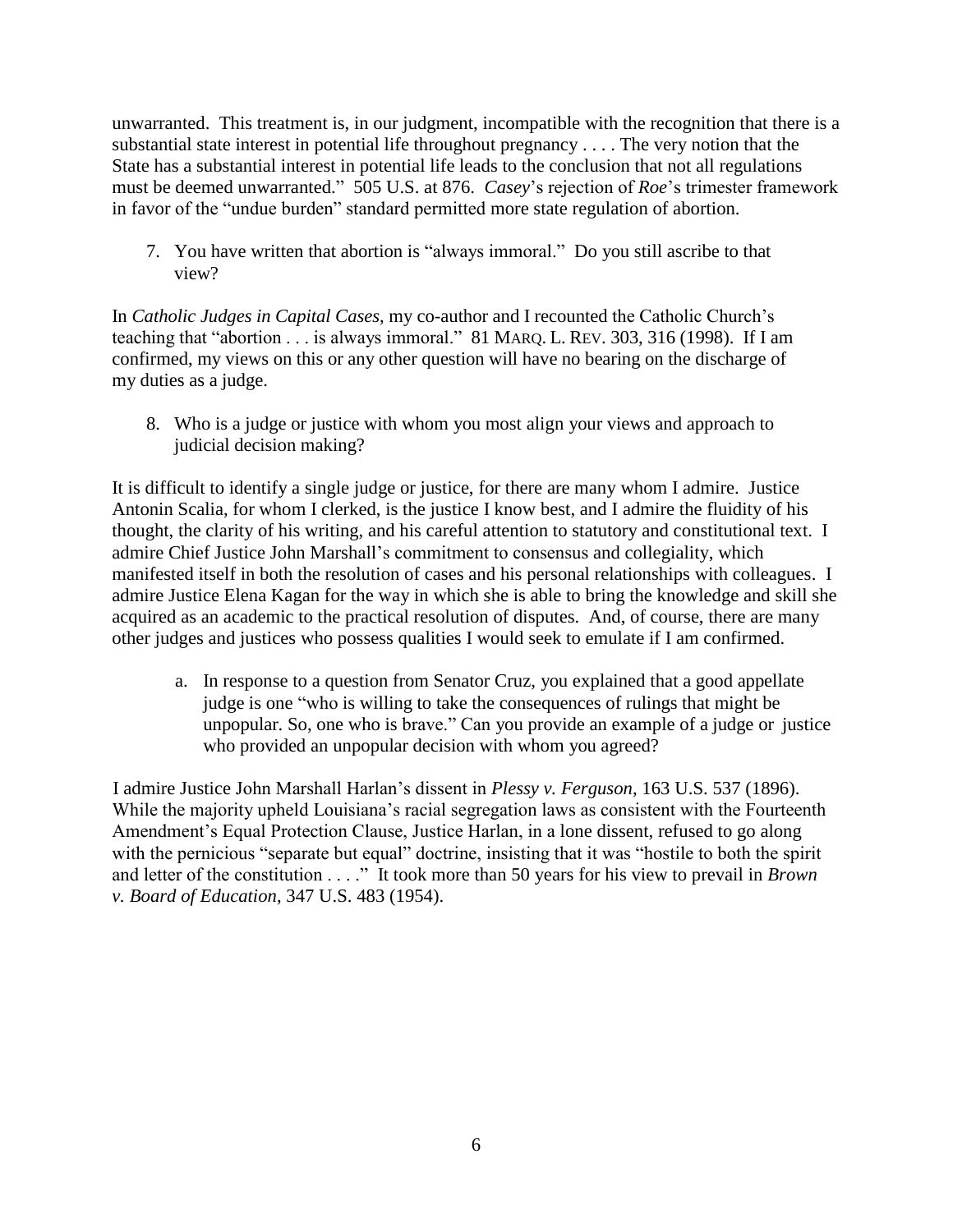unwarranted. This treatment is, in our judgment, incompatible with the recognition that there is a substantial state interest in potential life throughout pregnancy . . . . The very notion that the State has a substantial interest in potential life leads to the conclusion that not all regulations must be deemed unwarranted." 505 U.S. at 876. *Casey*'s rejection of *Roe*'s trimester framework in favor of the "undue burden" standard permitted more state regulation of abortion.

7. You have written that abortion is "always immoral." Do you still ascribe to that view?

In *Catholic Judges in Capital Cases*, my co-author and I recounted the Catholic Church's teaching that "abortion . . . is always immoral." 81 MARQ. L. REV. 303, 316 (1998). If I am confirmed, my views on this or any other question will have no bearing on the discharge of my duties as a judge.

8. Who is a judge or justice with whom you most align your views and approach to judicial decision making?

It is difficult to identify a single judge or justice, for there are many whom I admire. Justice Antonin Scalia, for whom I clerked, is the justice I know best, and I admire the fluidity of his thought, the clarity of his writing, and his careful attention to statutory and constitutional text. I admire Chief Justice John Marshall's commitment to consensus and collegiality, which manifested itself in both the resolution of cases and his personal relationships with colleagues. I admire Justice Elena Kagan for the way in which she is able to bring the knowledge and skill she acquired as an academic to the practical resolution of disputes. And, of course, there are many other judges and justices who possess qualities I would seek to emulate if I am confirmed.

a. In response to a question from Senator Cruz, you explained that a good appellate judge is one "who is willing to take the consequences of rulings that might be unpopular. So, one who is brave." Can you provide an example of a judge or justice who provided an unpopular decision with whom you agreed?

I admire Justice John Marshall Harlan's dissent in *Plessy v. Ferguson*, 163 U.S. 537 (1896). While the majority upheld Louisiana's racial segregation laws as consistent with the Fourteenth Amendment's Equal Protection Clause, Justice Harlan, in a lone dissent, refused to go along with the pernicious "separate but equal" doctrine, insisting that it was "hostile to both the spirit and letter of the constitution . . . ." It took more than 50 years for his view to prevail in *Brown v. Board of Education*, 347 U.S. 483 (1954).